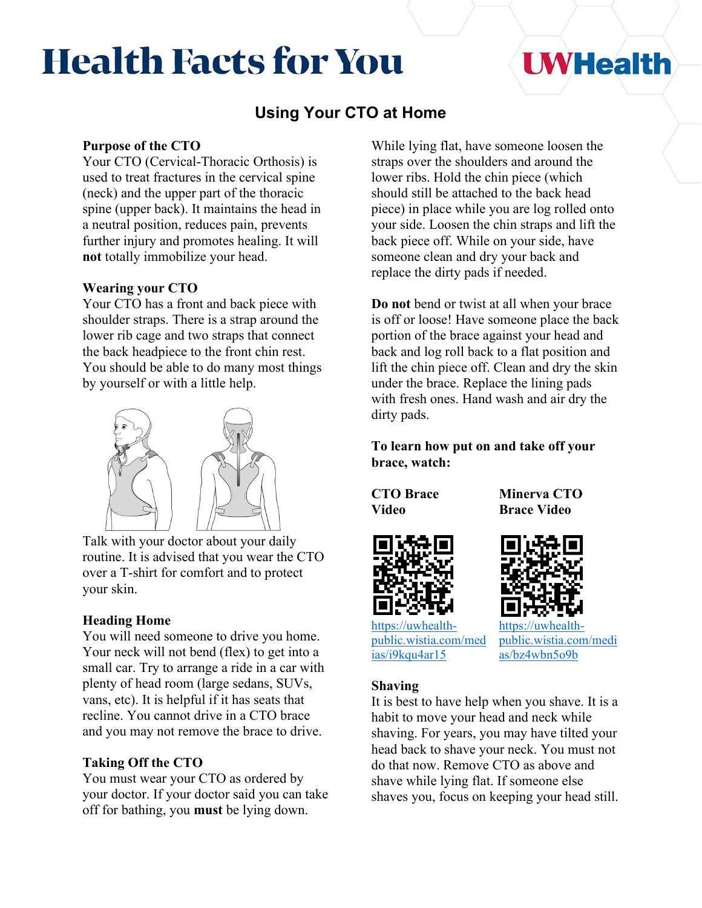# Health Facts for You

UWHealth

## Using Your CTO at Home

### Purpose of the CTO

Your CTO (Cervical-Thoracic Orthosis) is used to treat fractures in the cervical spine (neck) and the upper part of the thoracic spine (upper back). It maintains the head in a neutral position, reduces pain, prevents further injury and promotes healing. It will **not** totally immobilize your head.

### Wearing your CTO

Your CTO has a front and back piece with shoulder straps. There is a strap around the lower rib cage and two straps that connect the back headpiece to the front chin rest. You should be able to do many most things by yourself or with a little help.

Talk with your doctor about your daily routine. It is advised that you wear the CTO over a T-shirt for comfort and to protect your skin.

### Heading Home

You will need someone to drive you home. Your neck will not bend (flex) to get into a small car. Try to arrange a ride in a car with plenty of head room (large sedans, SUVs, vans, etc). It is helpful if it has seats that recline. You cannot drive in a CTO brace and you may not remove the brace to drive.

### Taking Off the CTO

You must wear your CTO as ordered by your doctor. If your doctor said you can take off for bathing, you **must** be lying down.

While lying flat, have someone loosen the straps over the shoulders and around the lower ribs. Hold the chin piece (which should still be attached to the back head piece) in place while you are log rolled onto your side. Loosen the chin straps and lift the back piece off. While on your side, have someone clean and dry your back and replace the dirty pads if needed.

**Do not** bend or twist at all when your brace is off or loose! Have someone place the back portion of the brace against your head and back and log roll back to a flat position and lift the chin piece off. Clean and dry the skin under the brace. Replace the lining pads with fresh ones. Hand wash and air dry the dirty pads.

**To learn how put on and take off your brace, watch:**

**CTO Brace Video**

https://uwhealth-public.wistia.com/medias/i9kqu4ar15

**Minerva CTO Brace Video**

https://uwhealth-public.wistia.com/medias/bz4wbn5o9b

### Shaving

It is best to have help when you shave. It is a habit to move your head and neck while shaving. For years, you may have tilted your head back to shave your neck. You must not do that now. Remove CTO as above and shave while lying flat. If someone else shaves you, focus on keeping your head still.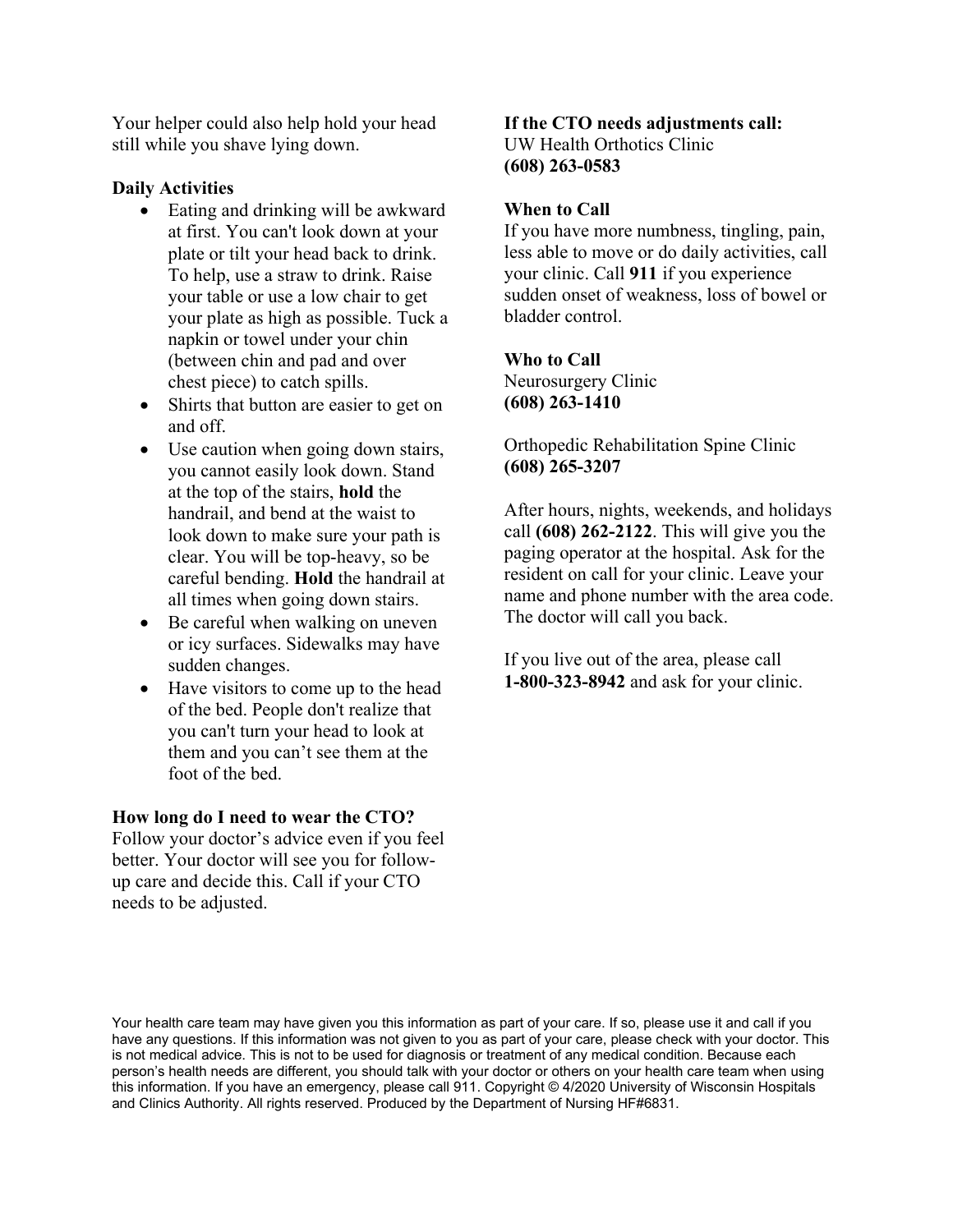Your helper could also help hold your head still while you shave lying down.

**Daily Activities**

- Eating and drinking will be awkward at first. You can't look down at your plate or tilt your head back to drink. To help, use a straw to drink. Raise your table or use a low chair to get your plate as high as possible. Tuck a napkin or towel under your chin (between chin and pad and over chest piece) to catch spills.
- Shirts that button are easier to get on and off.
- Use caution when going down stairs, you cannot easily look down. Stand at the top of the stairs, **hold** the handrail, and bend at the waist to look down to make sure your path is clear. You will be top-heavy, so be careful bending. **Hold** the handrail at all times when going down stairs.
- Be careful when walking on uneven or icy surfaces. Sidewalks may have sudden changes.
- Have visitors to come up to the head of the bed. People don't realize that you can't turn your head to look at them and you can't see them at the foot of the bed.

**How long do I need to wear the CTO?**

Follow your doctor's advice even if you feel better. Your doctor will see you for follow-up care and decide this. Call if your CTO needs to be adjusted.

**If the CTO needs adjustments call:**
UW Health Orthotics Clinic
**(608) 263-0583**

**When to Call**

If you have more numbness, tingling, pain, less able to move or do daily activities, call your clinic. Call **911** if you experience sudden onset of weakness, loss of bowel or bladder control.

**Who to Call**

Neurosurgery Clinic
**(608) 263-1410**

Orthopedic Rehabilitation Spine Clinic
**(608) 265-3207**

After hours, nights, weekends, and holidays call **(608) 262-2122**. This will give you the paging operator at the hospital. Ask for the resident on call for your clinic. Leave your name and phone number with the area code. The doctor will call you back.

If you live out of the area, please call **1-800-323-8942** and ask for your clinic.

Your health care team may have given you this information as part of your care. If so, please use it and call if you have any questions. If this information was not given to you as part of your care, please check with your doctor. This is not medical advice. This is not to be used for diagnosis or treatment of any medical condition. Because each person's health needs are different, you should talk with your doctor or others on your health care team when using this information. If you have an emergency, please call 911. Copyright © 4/2020 University of Wisconsin Hospitals and Clinics Authority. All rights reserved. Produced by the Department of Nursing HF#6831.